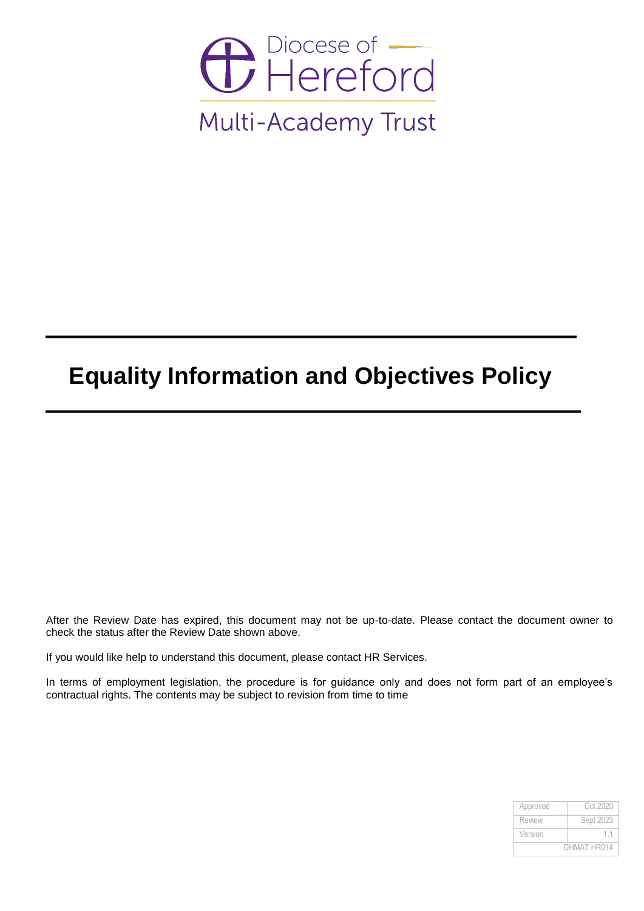Diocese of Hereford

Multi-Academy Trust

# Equality Information and Objectives Policy

After the Review Date has expired, this document may not be up-to-date. Please contact the document owner to check the status after the Review Date shown above.

If you would like help to understand this document, please contact HR Services.

In terms of employment legislation, the procedure is for guidance only and does not form part of an employee's contractual rights. The contents may be subject to revision from time to time

| | |
|---|---|
| Approved | Oct 2020 |
| Review | Sept 2023 |
| Version | 1.1 |
| DHMAT HR014 | |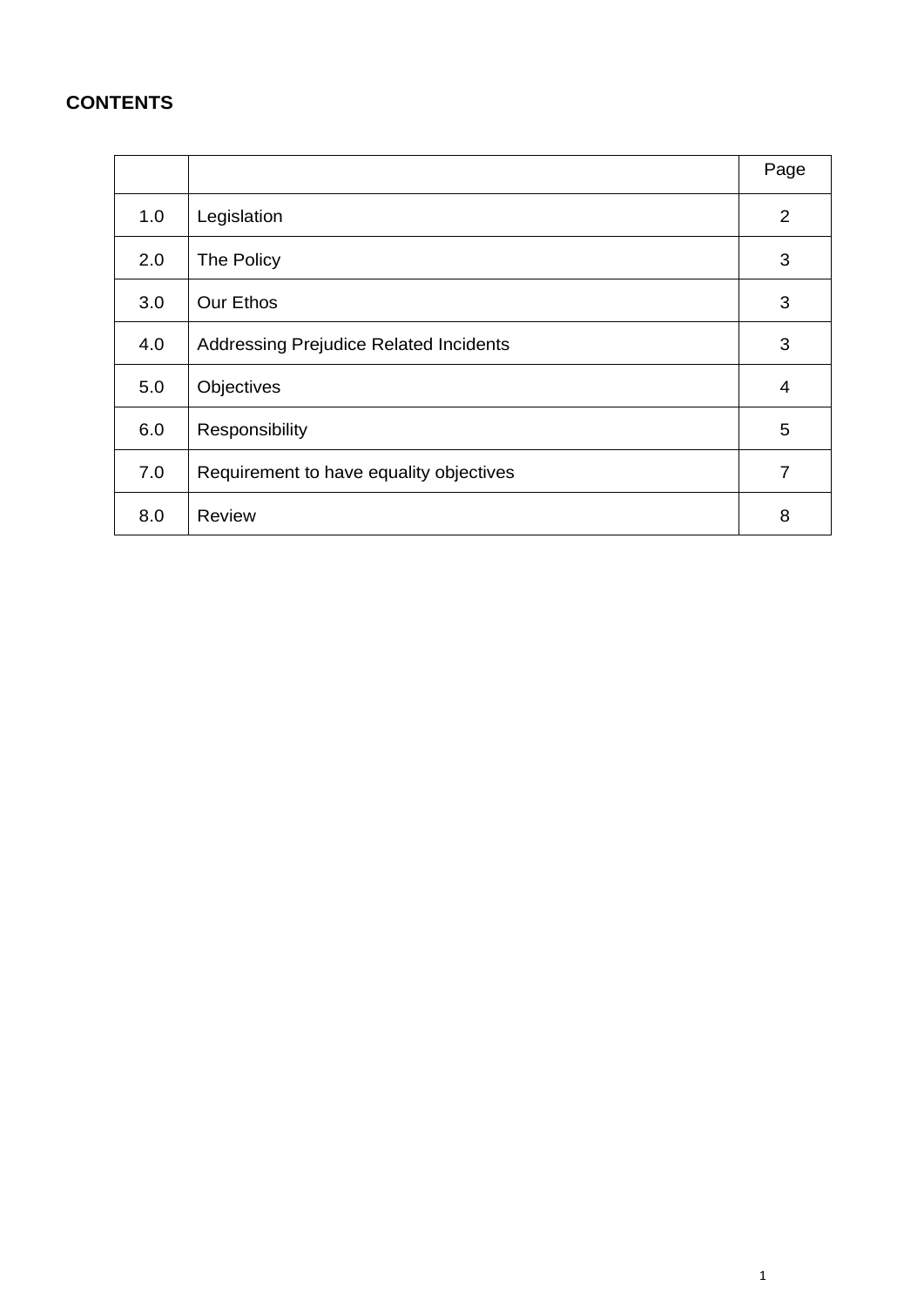**CONTENTS**

| | | Page |
|---|---|---|
| 1.0 | Legislation | 2 |
| 2.0 | The Policy | 3 |
| 3.0 | Our Ethos | 3 |
| 4.0 | Addressing Prejudice Related Incidents | 3 |
| 5.0 | Objectives | 4 |
| 6.0 | Responsibility | 5 |
| 7.0 | Requirement to have equality objectives | 7 |
| 8.0 | Review | 8 |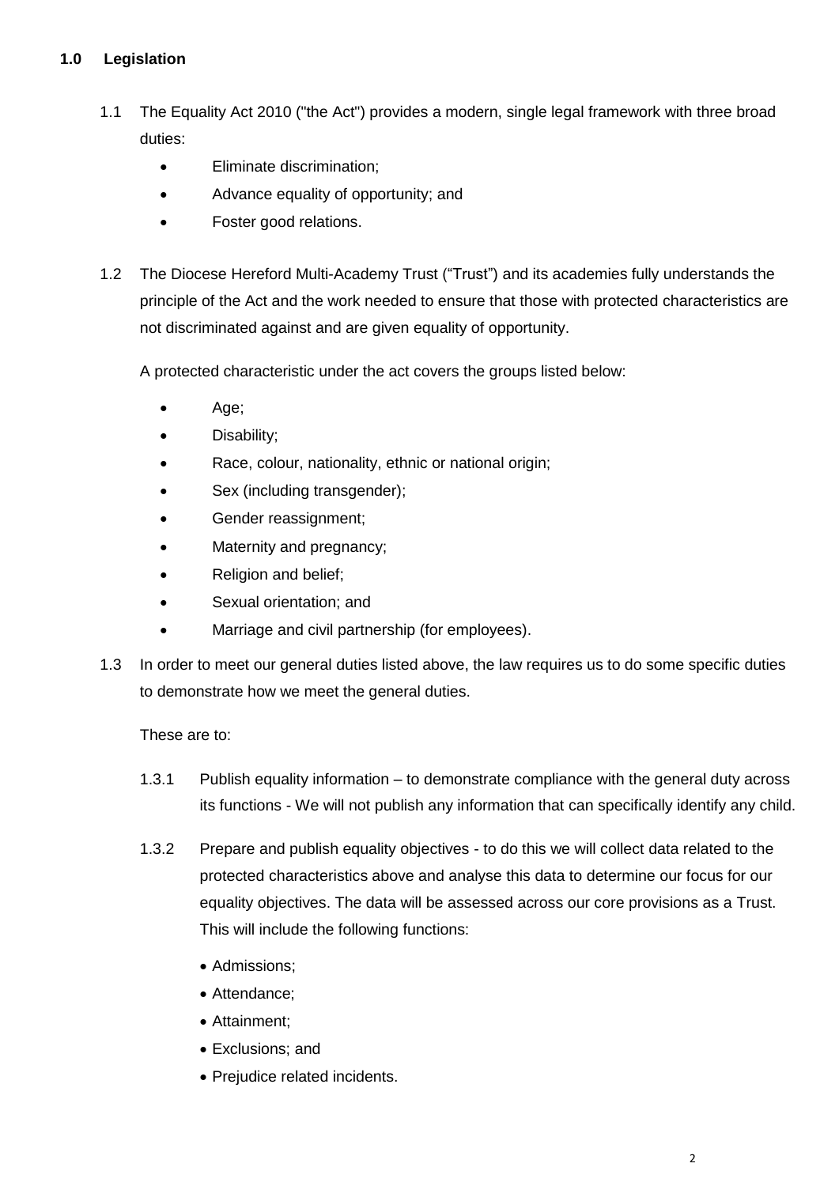## 1.0 Legislation

1.1 The Equality Act 2010 ("the Act") provides a modern, single legal framework with three broad duties:

- Eliminate discrimination;
- Advance equality of opportunity; and
- Foster good relations.

1.2 The Diocese Hereford Multi-Academy Trust ("Trust") and its academies fully understands the principle of the Act and the work needed to ensure that those with protected characteristics are not discriminated against and are given equality of opportunity.

A protected characteristic under the act covers the groups listed below:

- Age;
- Disability;
- Race, colour, nationality, ethnic or national origin;
- Sex (including transgender);
- Gender reassignment;
- Maternity and pregnancy;
- Religion and belief;
- Sexual orientation; and
- Marriage and civil partnership (for employees).

1.3 In order to meet our general duties listed above, the law requires us to do some specific duties to demonstrate how we meet the general duties.

These are to:

1.3.1 Publish equality information – to demonstrate compliance with the general duty across its functions - We will not publish any information that can specifically identify any child.

1.3.2 Prepare and publish equality objectives - to do this we will collect data related to the protected characteristics above and analyse this data to determine our focus for our equality objectives. The data will be assessed across our core provisions as a Trust. This will include the following functions:

- Admissions;
- Attendance;
- Attainment;
- Exclusions; and
- Prejudice related incidents.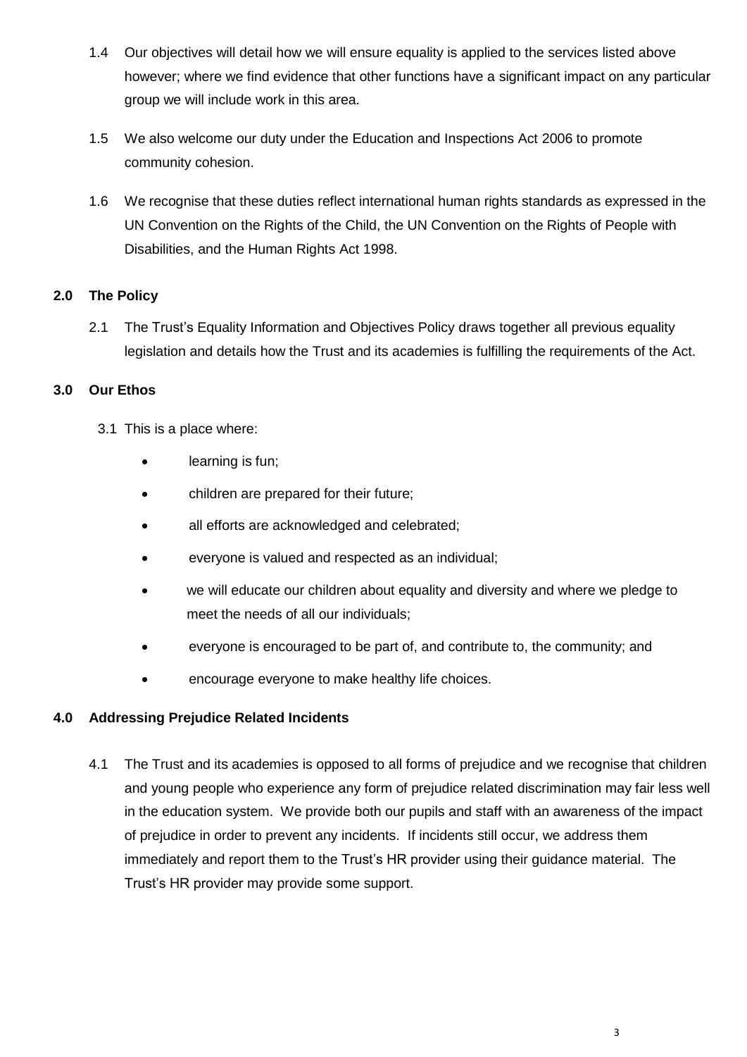1.4 Our objectives will detail how we will ensure equality is applied to the services listed above however; where we find evidence that other functions have a significant impact on any particular group we will include work in this area.

1.5 We also welcome our duty under the Education and Inspections Act 2006 to promote community cohesion.

1.6 We recognise that these duties reflect international human rights standards as expressed in the UN Convention on the Rights of the Child, the UN Convention on the Rights of People with Disabilities, and the Human Rights Act 1998.

## 2.0 The Policy

2.1 The Trust's Equality Information and Objectives Policy draws together all previous equality legislation and details how the Trust and its academies is fulfilling the requirements of the Act.

## 3.0 Our Ethos

3.1 This is a place where:

- learning is fun;
- children are prepared for their future;
- all efforts are acknowledged and celebrated;
- everyone is valued and respected as an individual;
- we will educate our children about equality and diversity and where we pledge to meet the needs of all our individuals;
- everyone is encouraged to be part of, and contribute to, the community; and
- encourage everyone to make healthy life choices.

## 4.0 Addressing Prejudice Related Incidents

4.1 The Trust and its academies is opposed to all forms of prejudice and we recognise that children and young people who experience any form of prejudice related discrimination may fair less well in the education system. We provide both our pupils and staff with an awareness of the impact of prejudice in order to prevent any incidents. If incidents still occur, we address them immediately and report them to the Trust's HR provider using their guidance material. The Trust's HR provider may provide some support.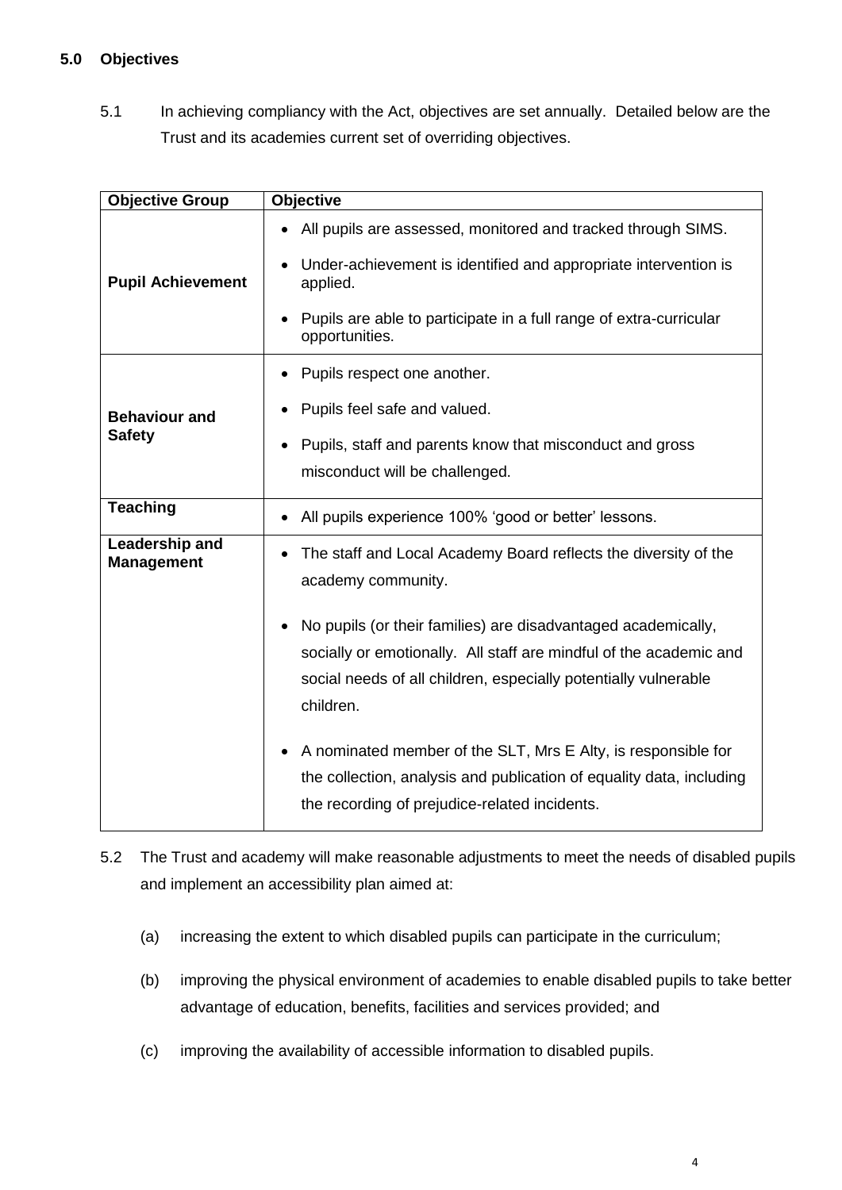## 5.0 Objectives

5.1 In achieving compliancy with the Act, objectives are set annually. Detailed below are the Trust and its academies current set of overriding objectives.

| Objective Group | Objective |
|---|---|
| **Pupil Achievement** | • All pupils are assessed, monitored and tracked through SIMS.<br>• Under-achievement is identified and appropriate intervention is applied.<br>• Pupils are able to participate in a full range of extra-curricular opportunities. |
| **Behaviour and Safety** | • Pupils respect one another.<br>• Pupils feel safe and valued.<br>• Pupils, staff and parents know that misconduct and gross misconduct will be challenged. |
| **Teaching** | • All pupils experience 100% 'good or better' lessons. |
| **Leadership and Management** | • The staff and Local Academy Board reflects the diversity of the academy community.<br>• No pupils (or their families) are disadvantaged academically, socially or emotionally. All staff are mindful of the academic and social needs of all children, especially potentially vulnerable children.<br>• A nominated member of the SLT, Mrs E Alty, is responsible for the collection, analysis and publication of equality data, including the recording of prejudice-related incidents. |

5.2 The Trust and academy will make reasonable adjustments to meet the needs of disabled pupils and implement an accessibility plan aimed at:

(a) increasing the extent to which disabled pupils can participate in the curriculum;

(b) improving the physical environment of academies to enable disabled pupils to take better advantage of education, benefits, facilities and services provided; and

(c) improving the availability of accessible information to disabled pupils.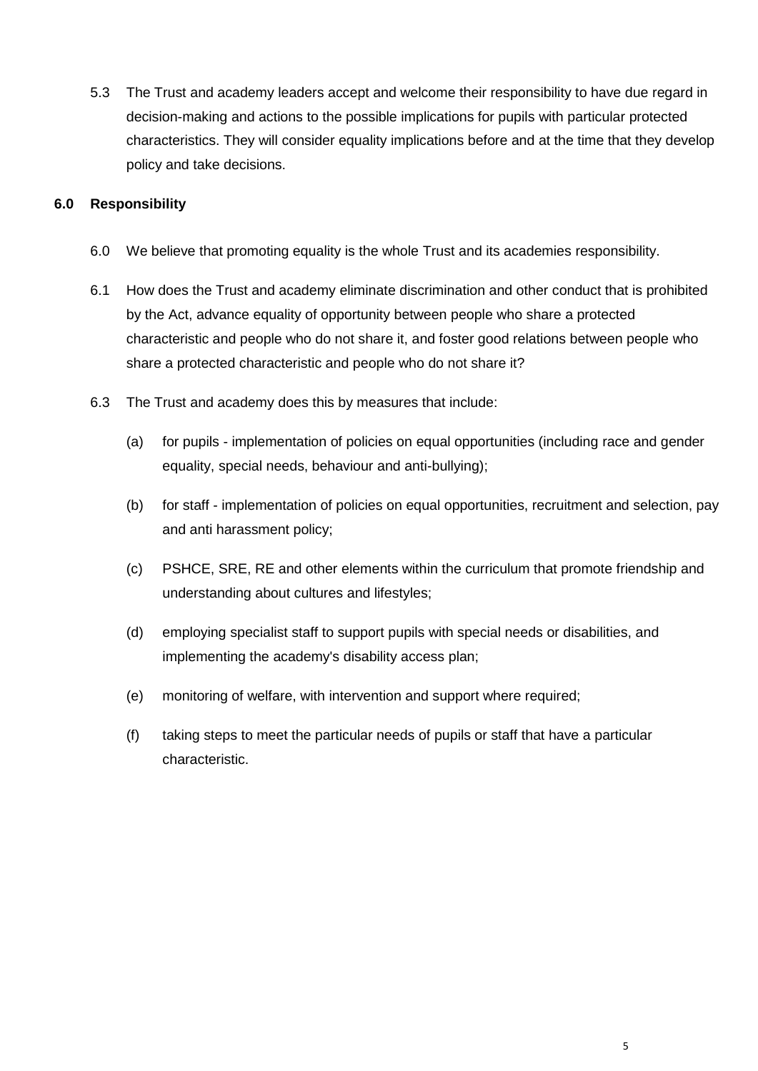5.3 The Trust and academy leaders accept and welcome their responsibility to have due regard in decision-making and actions to the possible implications for pupils with particular protected characteristics. They will consider equality implications before and at the time that they develop policy and take decisions.

## 6.0 Responsibility

6.0 We believe that promoting equality is the whole Trust and its academies responsibility.

6.1 How does the Trust and academy eliminate discrimination and other conduct that is prohibited by the Act, advance equality of opportunity between people who share a protected characteristic and people who do not share it, and foster good relations between people who share a protected characteristic and people who do not share it?

6.3 The Trust and academy does this by measures that include:

(a) for pupils - implementation of policies on equal opportunities (including race and gender equality, special needs, behaviour and anti-bullying);

(b) for staff - implementation of policies on equal opportunities, recruitment and selection, pay and anti harassment policy;

(c) PSHCE, SRE, RE and other elements within the curriculum that promote friendship and understanding about cultures and lifestyles;

(d) employing specialist staff to support pupils with special needs or disabilities, and implementing the academy's disability access plan;

(e) monitoring of welfare, with intervention and support where required;

(f) taking steps to meet the particular needs of pupils or staff that have a particular characteristic.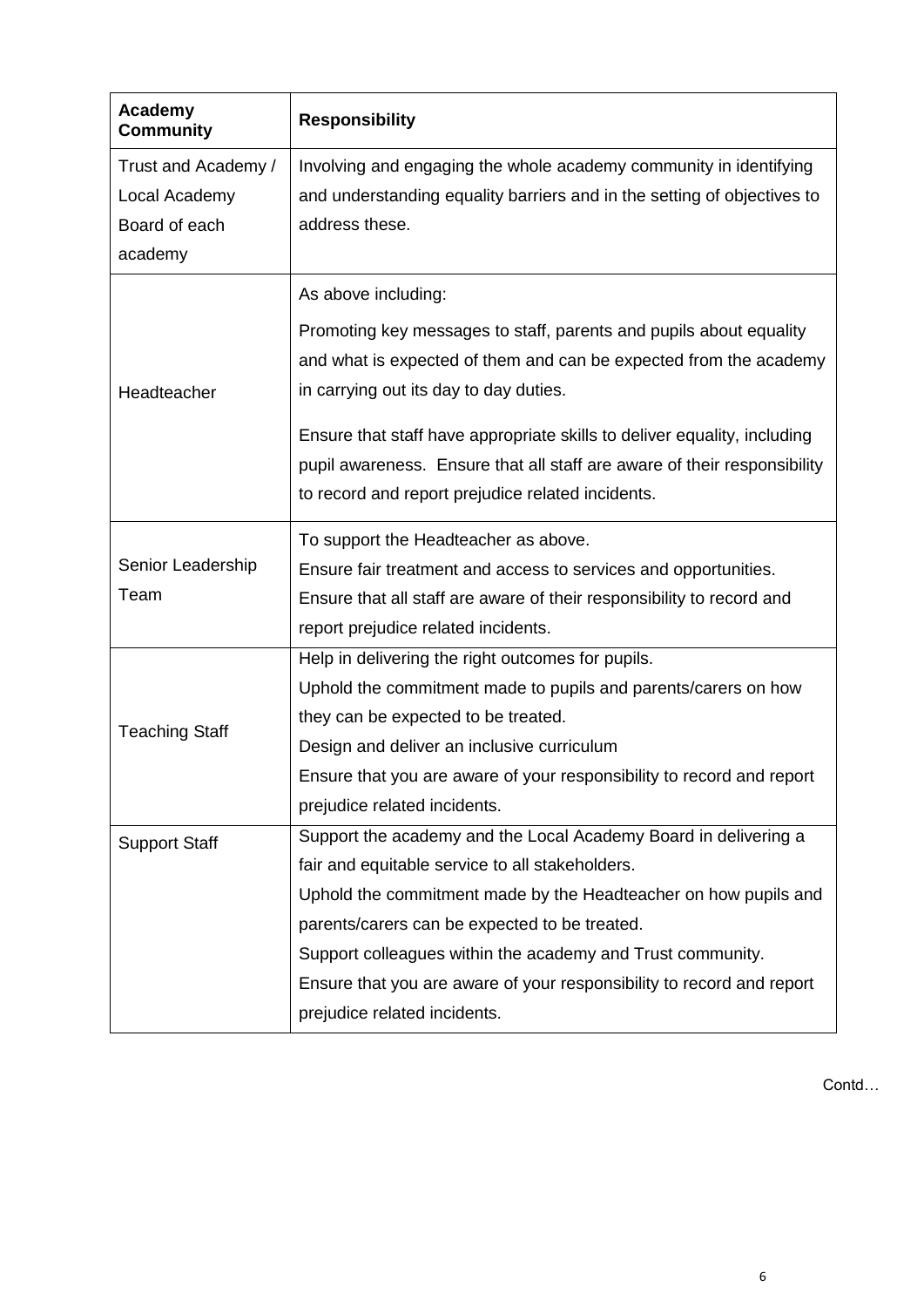| Academy Community | Responsibility |
|---|---|
| Trust and Academy / Local Academy Board of each academy | Involving and engaging the whole academy community in identifying and understanding equality barriers and in the setting of objectives to address these. |
| Headteacher | As above including:<br><br>Promoting key messages to staff, parents and pupils about equality and what is expected of them and can be expected from the academy in carrying out its day to day duties.<br><br>Ensure that staff have appropriate skills to deliver equality, including pupil awareness. Ensure that all staff are aware of their responsibility to record and report prejudice related incidents. |
| Senior Leadership Team | To support the Headteacher as above.<br>Ensure fair treatment and access to services and opportunities.<br>Ensure that all staff are aware of their responsibility to record and report prejudice related incidents. |
| Teaching Staff | Help in delivering the right outcomes for pupils.<br>Uphold the commitment made to pupils and parents/carers on how they can be expected to be treated.<br>Design and deliver an inclusive curriculum<br>Ensure that you are aware of your responsibility to record and report prejudice related incidents. |
| Support Staff | Support the academy and the Local Academy Board in delivering a fair and equitable service to all stakeholders.<br>Uphold the commitment made by the Headteacher on how pupils and parents/carers can be expected to be treated.<br>Support colleagues within the academy and Trust community.<br>Ensure that you are aware of your responsibility to record and report prejudice related incidents. |

Contd…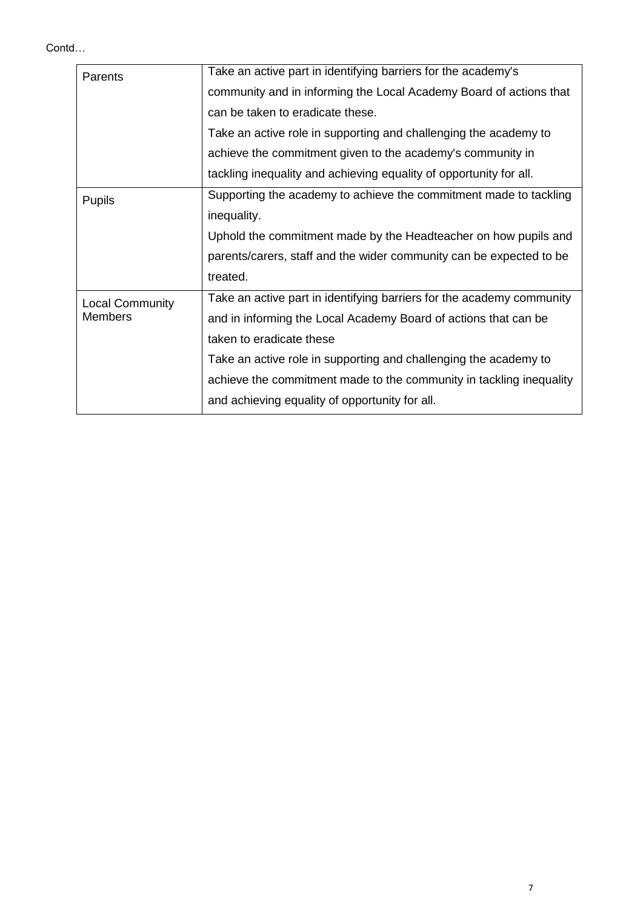Contd…

| | |
|---|---|
| Parents | Take an active part in identifying barriers for the academy's community and in informing the Local Academy Board of actions that can be taken to eradicate these.<br>Take an active role in supporting and challenging the academy to achieve the commitment given to the academy's community in tackling inequality and achieving equality of opportunity for all. |
| Pupils | Supporting the academy to achieve the commitment made to tackling inequality.<br>Uphold the commitment made by the Headteacher on how pupils and parents/carers, staff and the wider community can be expected to be treated. |
| Local Community Members | Take an active part in identifying barriers for the academy community and in informing the Local Academy Board of actions that can be taken to eradicate these<br>Take an active role in supporting and challenging the academy to achieve the commitment made to the community in tackling inequality and achieving equality of opportunity for all. |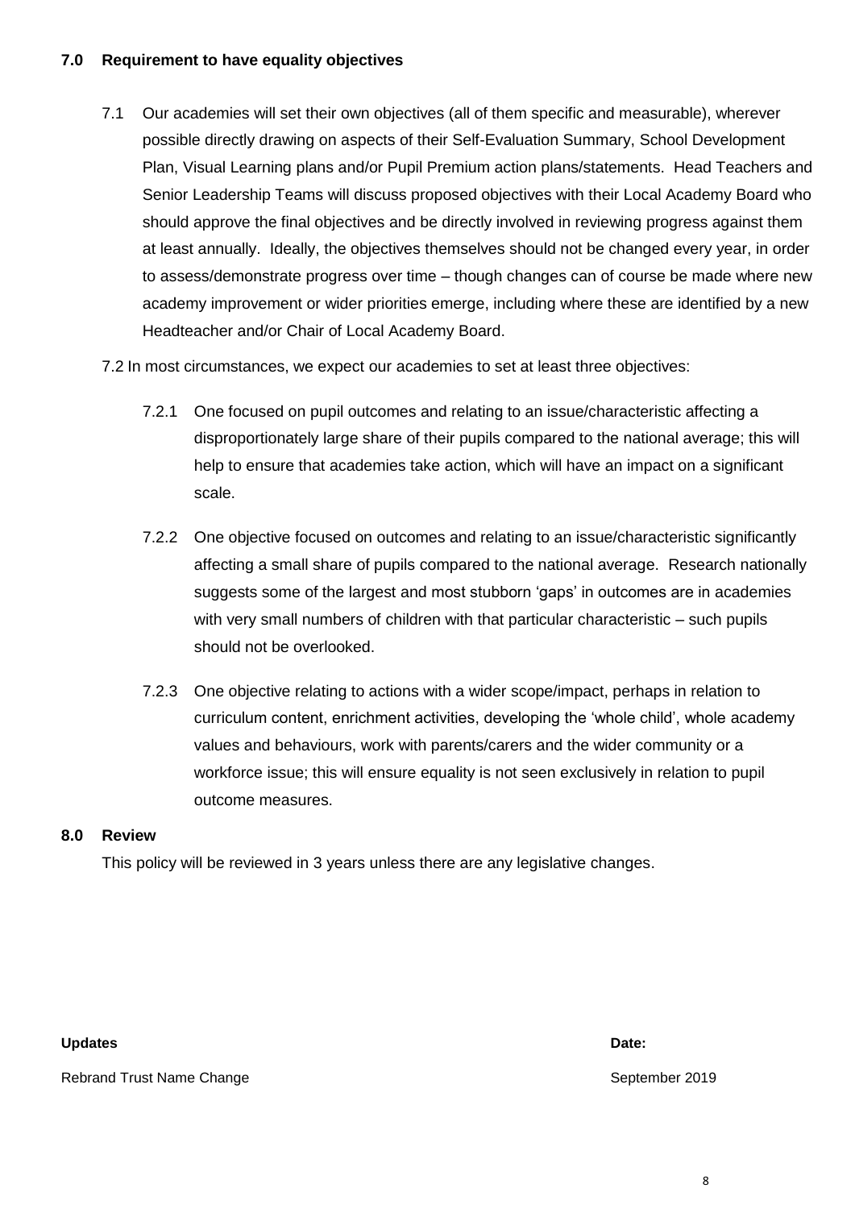## 7.0 Requirement to have equality objectives

7.1 Our academies will set their own objectives (all of them specific and measurable), wherever possible directly drawing on aspects of their Self-Evaluation Summary, School Development Plan, Visual Learning plans and/or Pupil Premium action plans/statements. Head Teachers and Senior Leadership Teams will discuss proposed objectives with their Local Academy Board who should approve the final objectives and be directly involved in reviewing progress against them at least annually. Ideally, the objectives themselves should not be changed every year, in order to assess/demonstrate progress over time – though changes can of course be made where new academy improvement or wider priorities emerge, including where these are identified by a new Headteacher and/or Chair of Local Academy Board.

7.2 In most circumstances, we expect our academies to set at least three objectives:

7.2.1 One focused on pupil outcomes and relating to an issue/characteristic affecting a disproportionately large share of their pupils compared to the national average; this will help to ensure that academies take action, which will have an impact on a significant scale.

7.2.2 One objective focused on outcomes and relating to an issue/characteristic significantly affecting a small share of pupils compared to the national average. Research nationally suggests some of the largest and most stubborn 'gaps' in outcomes are in academies with very small numbers of children with that particular characteristic – such pupils should not be overlooked.

7.2.3 One objective relating to actions with a wider scope/impact, perhaps in relation to curriculum content, enrichment activities, developing the 'whole child', whole academy values and behaviours, work with parents/carers and the wider community or a workforce issue; this will ensure equality is not seen exclusively in relation to pupil outcome measures.

## 8.0 Review

This policy will be reviewed in 3 years unless there are any legislative changes.

| **Updates** | **Date:** |
|---|---|
| Rebrand Trust Name Change | September 2019 |